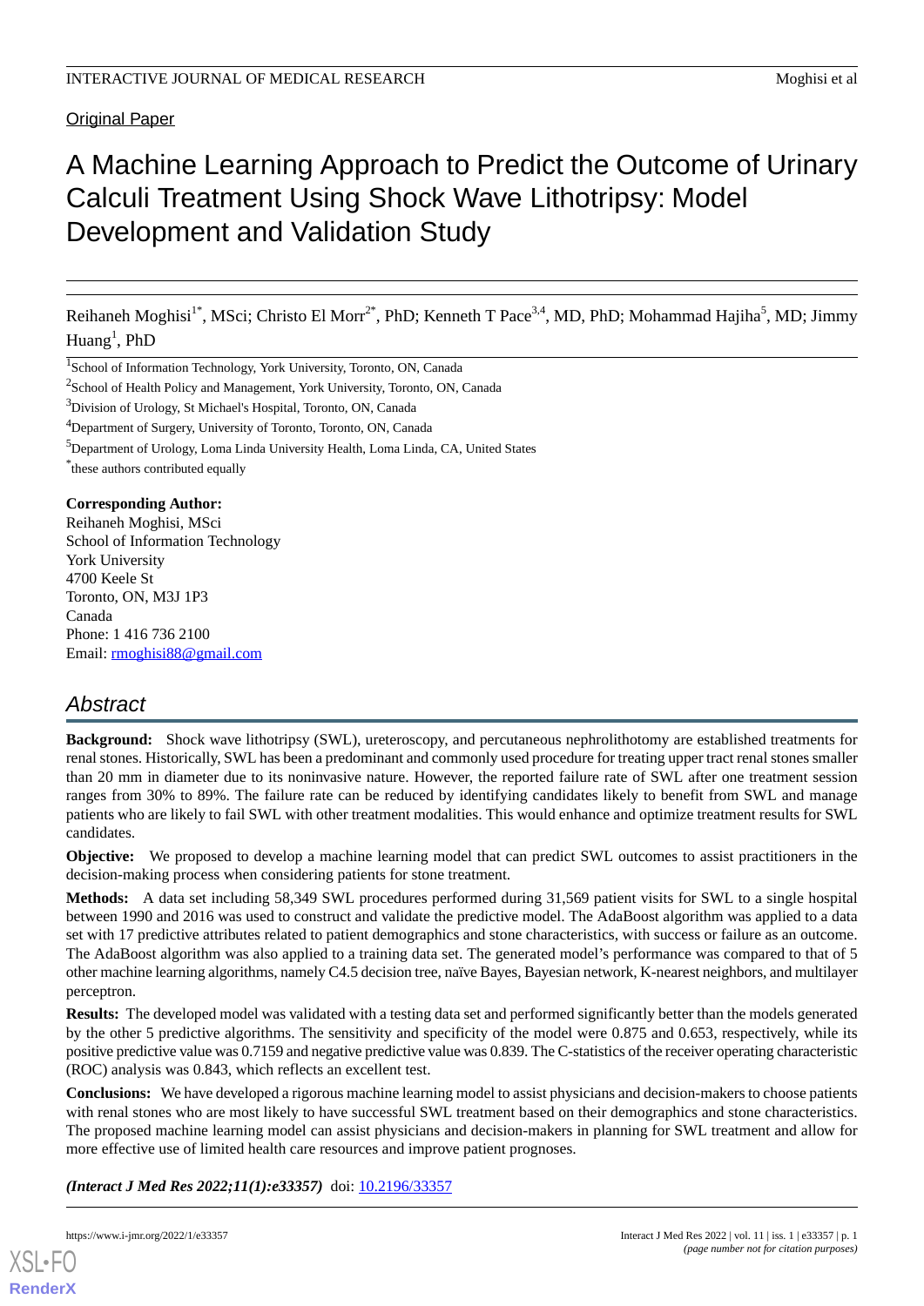Original Paper

# A Machine Learning Approach to Predict the Outcome of Urinary Calculi Treatment Using Shock Wave Lithotripsy: Model Development and Validation Study

Reihaneh Moghisi[1*], MSci; Christo El Morr[2*], PhD; Kenneth T Pace[3,4], MD, PhD; Mohammad Hajiha[5], MD; Jimmy Huang[1], PhD

[1]School of Information Technology, York University, Toronto, ON, Canada

[2]School of Health Policy and Management, York University, Toronto, ON, Canada

[3]Division of Urology, St Michael's Hospital, Toronto, ON, Canada

[4]Department of Surgery, University of Toronto, Toronto, ON, Canada

[5]Department of Urology, Loma Linda University Health, Loma Linda, CA, United States

[*]these authors contributed equally

**Corresponding Author:**
Reihaneh Moghisi, MSci
School of Information Technology
York University
4700 Keele St
Toronto, ON, M3J 1P3
Canada
Phone: 1 416 736 2100
Email: rmoghisi88@gmail.com

## Abstract

**Background:** Shock wave lithotripsy (SWL), ureteroscopy, and percutaneous nephrolithotomy are established treatments for renal stones. Historically, SWL has been a predominant and commonly used procedure for treating upper tract renal stones smaller than 20 mm in diameter due to its noninvasive nature. However, the reported failure rate of SWL after one treatment session ranges from 30% to 89%. The failure rate can be reduced by identifying candidates likely to benefit from SWL and manage patients who are likely to fail SWL with other treatment modalities. This would enhance and optimize treatment results for SWL candidates.

**Objective:** We proposed to develop a machine learning model that can predict SWL outcomes to assist practitioners in the decision-making process when considering patients for stone treatment.

**Methods:** A data set including 58,349 SWL procedures performed during 31,569 patient visits for SWL to a single hospital between 1990 and 2016 was used to construct and validate the predictive model. The AdaBoost algorithm was applied to a data set with 17 predictive attributes related to patient demographics and stone characteristics, with success or failure as an outcome. The AdaBoost algorithm was also applied to a training data set. The generated model's performance was compared to that of 5 other machine learning algorithms, namely C4.5 decision tree, naïve Bayes, Bayesian network, K-nearest neighbors, and multilayer perceptron.

**Results:** The developed model was validated with a testing data set and performed significantly better than the models generated by the other 5 predictive algorithms. The sensitivity and specificity of the model were 0.875 and 0.653, respectively, while its positive predictive value was 0.7159 and negative predictive value was 0.839. The C-statistics of the receiver operating characteristic (ROC) analysis was 0.843, which reflects an excellent test.

**Conclusions:** We have developed a rigorous machine learning model to assist physicians and decision-makers to choose patients with renal stones who are most likely to have successful SWL treatment based on their demographics and stone characteristics. The proposed machine learning model can assist physicians and decision-makers in planning for SWL treatment and allow for more effective use of limited health care resources and improve patient prognoses.

***(Interact J Med Res 2022;11(1):e33357)*** doi: 10.2196/33357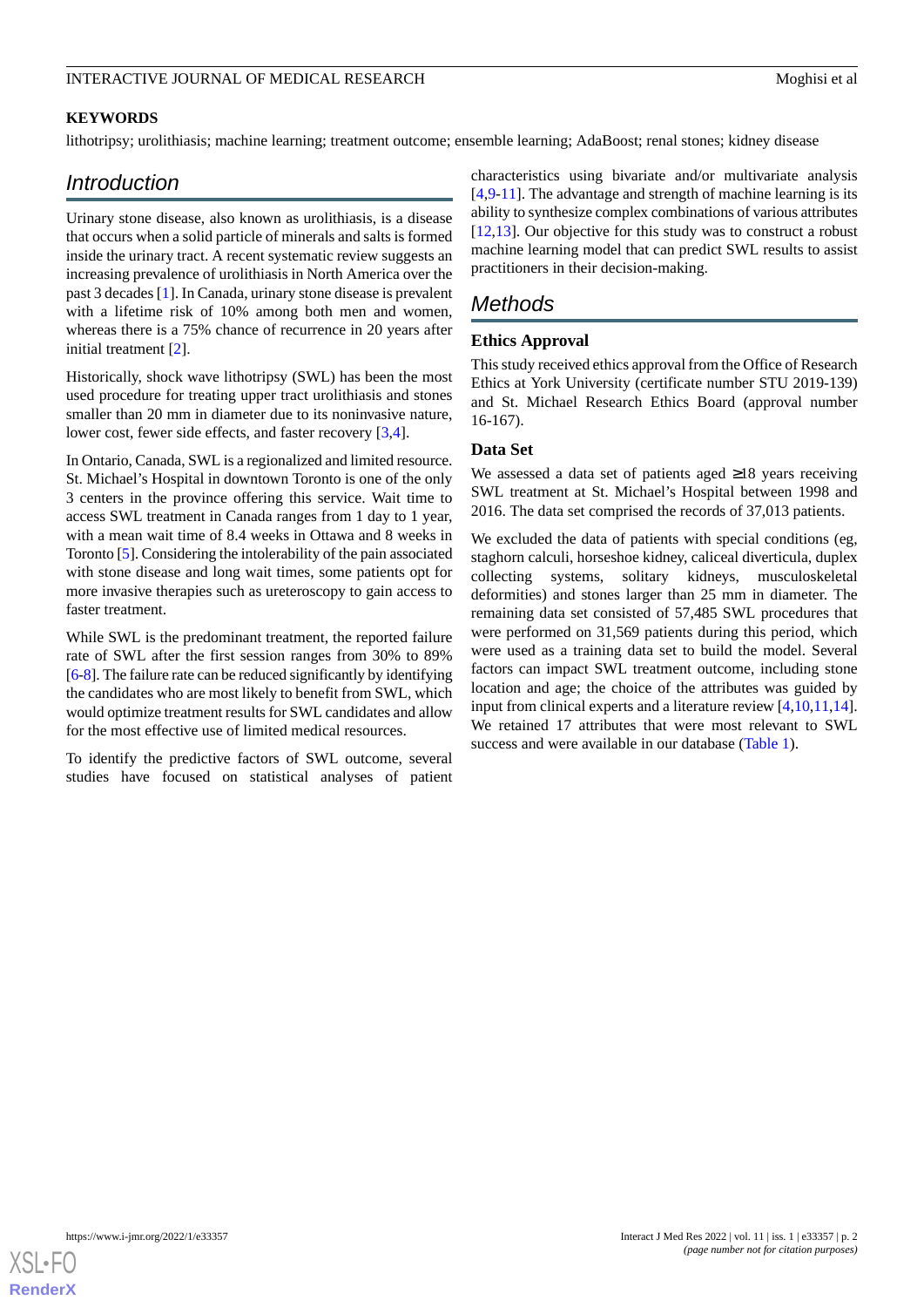**KEYWORDS**

lithotripsy; urolithiasis; machine learning; treatment outcome; ensemble learning; AdaBoost; renal stones; kidney disease

## Introduction

Urinary stone disease, also known as urolithiasis, is a disease that occurs when a solid particle of minerals and salts is formed inside the urinary tract. A recent systematic review suggests an increasing prevalence of urolithiasis in North America over the past 3 decades [1]. In Canada, urinary stone disease is prevalent with a lifetime risk of 10% among both men and women, whereas there is a 75% chance of recurrence in 20 years after initial treatment [2].

Historically, shock wave lithotripsy (SWL) has been the most used procedure for treating upper tract urolithiasis and stones smaller than 20 mm in diameter due to its noninvasive nature, lower cost, fewer side effects, and faster recovery [3,4].

In Ontario, Canada, SWL is a regionalized and limited resource. St. Michael's Hospital in downtown Toronto is one of the only 3 centers in the province offering this service. Wait time to access SWL treatment in Canada ranges from 1 day to 1 year, with a mean wait time of 8.4 weeks in Ottawa and 8 weeks in Toronto [5]. Considering the intolerability of the pain associated with stone disease and long wait times, some patients opt for more invasive therapies such as ureteroscopy to gain access to faster treatment.

While SWL is the predominant treatment, the reported failure rate of SWL after the first session ranges from 30% to 89% [6-8]. The failure rate can be reduced significantly by identifying the candidates who are most likely to benefit from SWL, which would optimize treatment results for SWL candidates and allow for the most effective use of limited medical resources.

To identify the predictive factors of SWL outcome, several studies have focused on statistical analyses of patient characteristics using bivariate and/or multivariate analysis [4,9-11]. The advantage and strength of machine learning is its ability to synthesize complex combinations of various attributes [12,13]. Our objective for this study was to construct a robust machine learning model that can predict SWL results to assist practitioners in their decision-making.

## Methods

### Ethics Approval

This study received ethics approval from the Office of Research Ethics at York University (certificate number STU 2019-139) and St. Michael Research Ethics Board (approval number 16-167).

### Data Set

We assessed a data set of patients aged ≥18 years receiving SWL treatment at St. Michael's Hospital between 1998 and 2016. The data set comprised the records of 37,013 patients.

We excluded the data of patients with special conditions (eg, staghorn calculi, horseshoe kidney, caliceal diverticula, duplex collecting systems, solitary kidneys, musculoskeletal deformities) and stones larger than 25 mm in diameter. The remaining data set consisted of 57,485 SWL procedures that were performed on 31,569 patients during this period, which were used as a training data set to build the model. Several factors can impact SWL treatment outcome, including stone location and age; the choice of the attributes was guided by input from clinical experts and a literature review [4,10,11,14]. We retained 17 attributes that were most relevant to SWL success and were available in our database (Table 1).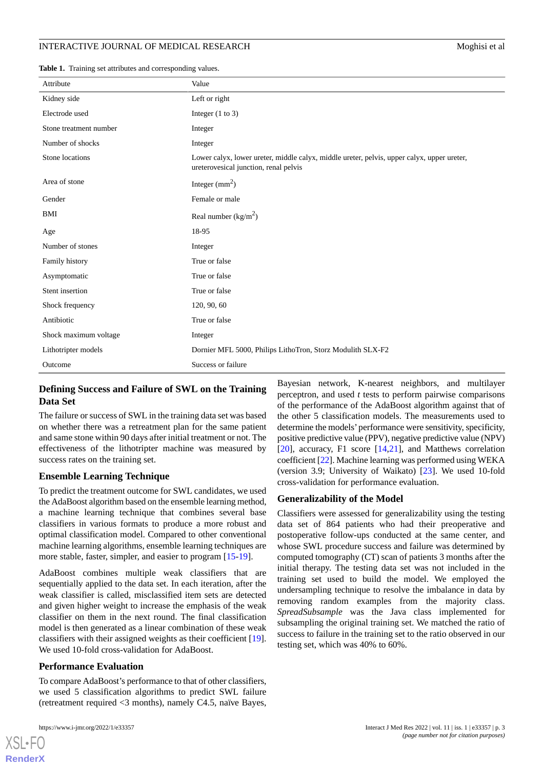**Table 1.** Training set attributes and corresponding values.

| Attribute | Value |
|---|---|
| Kidney side | Left or right |
| Electrode used | Integer (1 to 3) |
| Stone treatment number | Integer |
| Number of shocks | Integer |
| Stone locations | Lower calyx, lower ureter, middle calyx, middle ureter, pelvis, upper calyx, upper ureter, ureterovesical junction, renal pelvis |
| Area of stone | Integer ($mm^2$) |
| Gender | Female or male |
| BMI | Real number ($kg/m^2$) |
| Age | 18-95 |
| Number of stones | Integer |
| Family history | True or false |
| Asymptomatic | True or false |
| Stent insertion | True or false |
| Shock frequency | 120, 90, 60 |
| Antibiotic | True or false |
| Shock maximum voltage | Integer |
| Lithotripter models | Dornier MFL 5000, Philips LithoTron, Storz Modulith SLX-F2 |
| Outcome | Success or failure |

### Defining Success and Failure of SWL on the Training Data Set

The failure or success of SWL in the training data set was based on whether there was a retreatment plan for the same patient and same stone within 90 days after initial treatment or not. The effectiveness of the lithotripter machine was measured by success rates on the training set.

### Ensemble Learning Technique

To predict the treatment outcome for SWL candidates, we used the AdaBoost algorithm based on the ensemble learning method, a machine learning technique that combines several base classifiers in various formats to produce a more robust and optimal classification model. Compared to other conventional machine learning algorithms, ensemble learning techniques are more stable, faster, simpler, and easier to program [15-19].

AdaBoost combines multiple weak classifiers that are sequentially applied to the data set. In each iteration, after the weak classifier is called, misclassified item sets are detected and given higher weight to increase the emphasis of the weak classifier on them in the next round. The final classification model is then generated as a linear combination of these weak classifiers with their assigned weights as their coefficient [19]. We used 10-fold cross-validation for AdaBoost.

### Performance Evaluation

To compare AdaBoost's performance to that of other classifiers, we used 5 classification algorithms to predict SWL failure (retreatment required <3 months), namely C4.5, naïve Bayes, Bayesian network, K-nearest neighbors, and multilayer perceptron, and used *t* tests to perform pairwise comparisons of the performance of the AdaBoost algorithm against that of the other 5 classification models. The measurements used to determine the models' performance were sensitivity, specificity, positive predictive value (PPV), negative predictive value (NPV) [20], accuracy, F1 score [14,21], and Matthews correlation coefficient [22]. Machine learning was performed using WEKA (version 3.9; University of Waikato) [23]. We used 10-fold cross-validation for performance evaluation.

### Generalizability of the Model

Classifiers were assessed for generalizability using the testing data set of 864 patients who had their preoperative and postoperative follow-ups conducted at the same center, and whose SWL procedure success and failure was determined by computed tomography (CT) scan of patients 3 months after the initial therapy. The testing data set was not included in the training set used to build the model. We employed the undersampling technique to resolve the imbalance in data by removing random examples from the majority class. *SpreadSubsample* was the Java class implemented for subsampling the original training set. We matched the ratio of success to failure in the training set to the ratio observed in our testing set, which was 40% to 60%.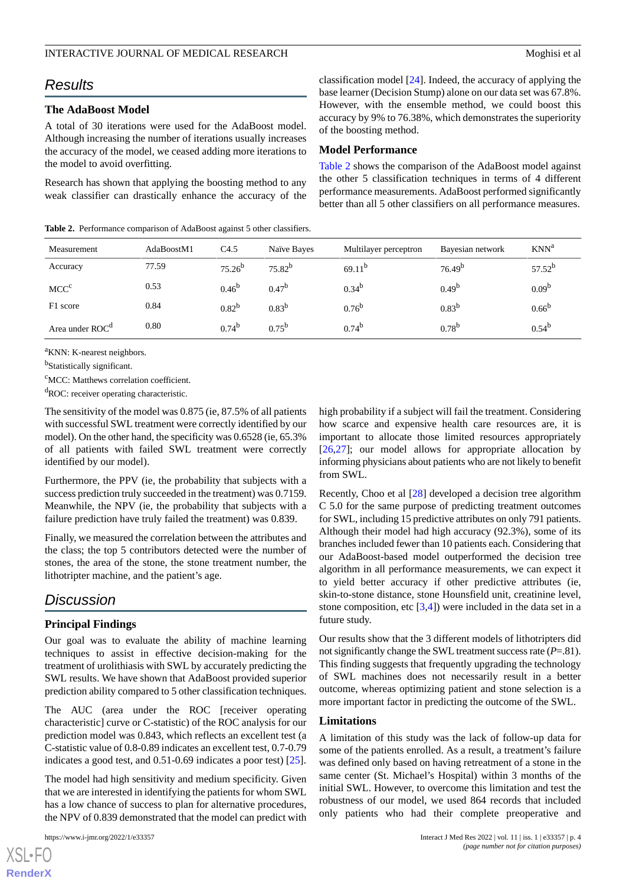## Results

### The AdaBoost Model

A total of 30 iterations were used for the AdaBoost model. Although increasing the number of iterations usually increases the accuracy of the model, we ceased adding more iterations to the model to avoid overfitting.

Research has shown that applying the boosting method to any weak classifier can drastically enhance the accuracy of the classification model [24]. Indeed, the accuracy of applying the base learner (Decision Stump) alone on our data set was 67.8%. However, with the ensemble method, we could boost this accuracy by 9% to 76.38%, which demonstrates the superiority of the boosting method.

### Model Performance

Table 2 shows the comparison of the AdaBoost model against the other 5 classification techniques in terms of 4 different performance measurements. AdaBoost performed significantly better than all 5 other classifiers on all performance measures.

**Table 2.** Performance comparison of AdaBoost against 5 other classifiers.

| Measurement | AdaBoostM1 | C4.5 | Naïve Bayes | Multilayer perceptron | Bayesian network | KNN[a] |
|---|---|---|---|---|---|---|
| Accuracy | 77.59 | 75.26[b] | 75.82[b] | 69.11[b] | 76.49[b] | 57.52[b] |
| MCC[c] | 0.53 | 0.46[b] | 0.47[b] | 0.34[b] | 0.49[b] | 0.09[b] |
| F1 score | 0.84 | 0.82[b] | 0.83[b] | 0.76[b] | 0.83[b] | 0.66[b] |
| Area under ROC[d] | 0.80 | 0.74[b] | 0.75[b] | 0.74[b] | 0.78[b] | 0.54[b] |

[a]KNN: K-nearest neighbors.

[b]Statistically significant.

[c]MCC: Matthews correlation coefficient.

[d]ROC: receiver operating characteristic.

The sensitivity of the model was 0.875 (ie, 87.5% of all patients with successful SWL treatment were correctly identified by our model). On the other hand, the specificity was 0.6528 (ie, 65.3% of all patients with failed SWL treatment were correctly identified by our model).

Furthermore, the PPV (ie, the probability that subjects with a success prediction truly succeeded in the treatment) was 0.7159. Meanwhile, the NPV (ie, the probability that subjects with a failure prediction have truly failed the treatment) was 0.839.

Finally, we measured the correlation between the attributes and the class; the top 5 contributors detected were the number of stones, the area of the stone, the stone treatment number, the lithotripter machine, and the patient's age.

## Discussion

### Principal Findings

Our goal was to evaluate the ability of machine learning techniques to assist in effective decision-making for the treatment of urolithiasis with SWL by accurately predicting the SWL results. We have shown that AdaBoost provided superior prediction ability compared to 5 other classification techniques.

The AUC (area under the ROC [receiver operating characteristic] curve or C-statistic) of the ROC analysis for our prediction model was 0.843, which reflects an excellent test (a C-statistic value of 0.8-0.89 indicates an excellent test, 0.7-0.79 indicates a good test, and 0.51-0.69 indicates a poor test) [25].

The model had high sensitivity and medium specificity. Given that we are interested in identifying the patients for whom SWL has a low chance of success to plan for alternative procedures, the NPV of 0.839 demonstrated that the model can predict with high probability if a subject will fail the treatment. Considering how scarce and expensive health care resources are, it is important to allocate those limited resources appropriately [26,27]; our model allows for appropriate allocation by informing physicians about patients who are not likely to benefit from SWL.

Recently, Choo et al [28] developed a decision tree algorithm C 5.0 for the same purpose of predicting treatment outcomes for SWL, including 15 predictive attributes on only 791 patients. Although their model had high accuracy (92.3%), some of its branches included fewer than 10 patients each. Considering that our AdaBoost-based model outperformed the decision tree algorithm in all performance measurements, we can expect it to yield better accuracy if other predictive attributes (ie, skin-to-stone distance, stone Hounsfield unit, creatinine level, stone composition, etc [3,4]) were included in the data set in a future study.

Our results show that the 3 different models of lithotripters did not significantly change the SWL treatment success rate (*P*=.81). This finding suggests that frequently upgrading the technology of SWL machines does not necessarily result in a better outcome, whereas optimizing patient and stone selection is a more important factor in predicting the outcome of the SWL.

### Limitations

A limitation of this study was the lack of follow-up data for some of the patients enrolled. As a result, a treatment's failure was defined only based on having retreatment of a stone in the same center (St. Michael's Hospital) within 3 months of the initial SWL. However, to overcome this limitation and test the robustness of our model, we used 864 records that included only patients who had their complete preoperative and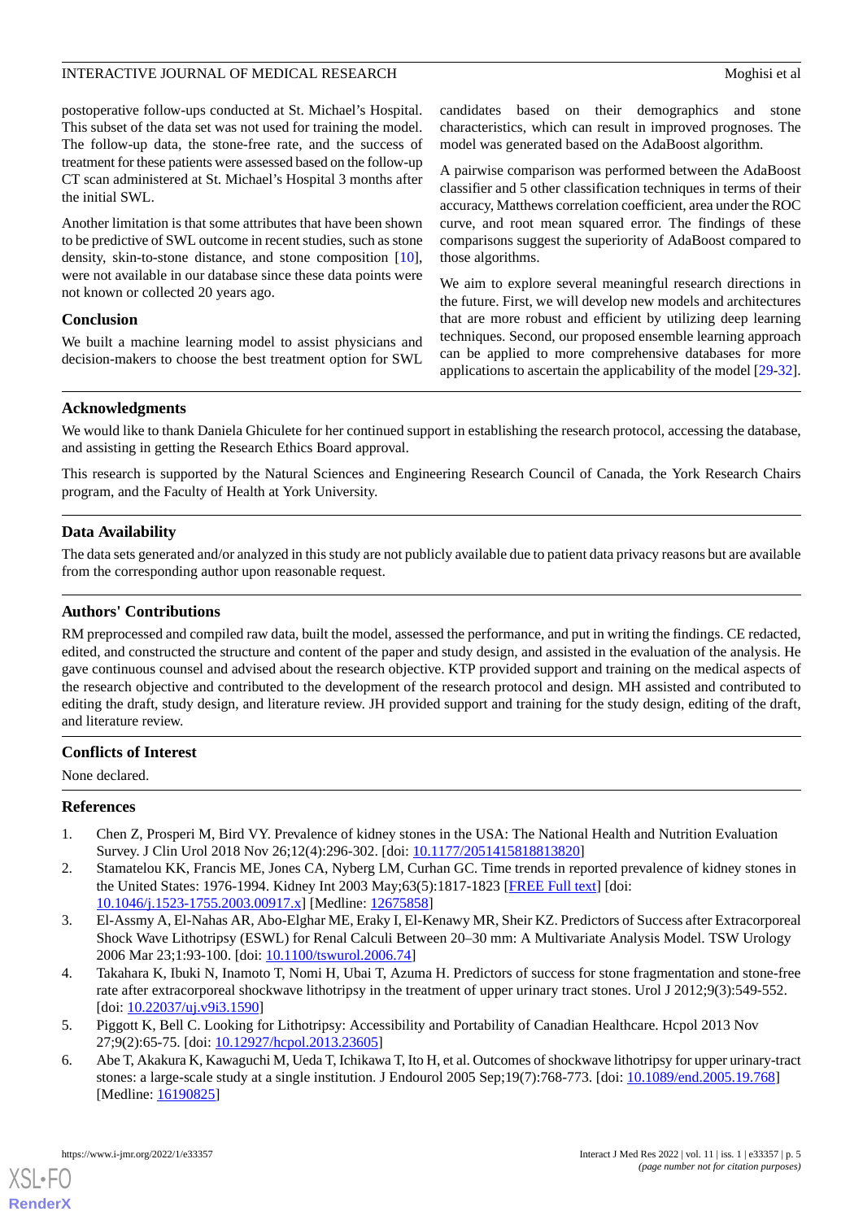postoperative follow-ups conducted at St. Michael's Hospital. This subset of the data set was not used for training the model. The follow-up data, the stone-free rate, and the success of treatment for these patients were assessed based on the follow-up CT scan administered at St. Michael's Hospital 3 months after the initial SWL.

Another limitation is that some attributes that have been shown to be predictive of SWL outcome in recent studies, such as stone density, skin-to-stone distance, and stone composition [10], were not available in our database since these data points were not known or collected 20 years ago.

### Conclusion

We built a machine learning model to assist physicians and decision-makers to choose the best treatment option for SWL candidates based on their demographics and stone characteristics, which can result in improved prognoses. The model was generated based on the AdaBoost algorithm.

A pairwise comparison was performed between the AdaBoost classifier and 5 other classification techniques in terms of their accuracy, Matthews correlation coefficient, area under the ROC curve, and root mean squared error. The findings of these comparisons suggest the superiority of AdaBoost compared to those algorithms.

We aim to explore several meaningful research directions in the future. First, we will develop new models and architectures that are more robust and efficient by utilizing deep learning techniques. Second, our proposed ensemble learning approach can be applied to more comprehensive databases for more applications to ascertain the applicability of the model [29-32].

## Acknowledgments

We would like to thank Daniela Ghiculete for her continued support in establishing the research protocol, accessing the database, and assisting in getting the Research Ethics Board approval.

This research is supported by the Natural Sciences and Engineering Research Council of Canada, the York Research Chairs program, and the Faculty of Health at York University.

## Data Availability

The data sets generated and/or analyzed in this study are not publicly available due to patient data privacy reasons but are available from the corresponding author upon reasonable request.

## Authors' Contributions

RM preprocessed and compiled raw data, built the model, assessed the performance, and put in writing the findings. CE redacted, edited, and constructed the structure and content of the paper and study design, and assisted in the evaluation of the analysis. He gave continuous counsel and advised about the research objective. KTP provided support and training on the medical aspects of the research objective and contributed to the development of the research protocol and design. MH assisted and contributed to editing the draft, study design, and literature review. JH provided support and training for the study design, editing of the draft, and literature review.

## Conflicts of Interest

None declared.

## References

1. Chen Z, Prosperi M, Bird VY. Prevalence of kidney stones in the USA: The National Health and Nutrition Evaluation Survey. J Clin Urol 2018 Nov 26;12(4):296-302. [doi: 10.1177/2051415818813820]
2. Stamatelou KK, Francis ME, Jones CA, Nyberg LM, Curhan GC. Time trends in reported prevalence of kidney stones in the United States: 1976-1994. Kidney Int 2003 May;63(5):1817-1823 [FREE Full text] [doi: 10.1046/j.1523-1755.2003.00917.x] [Medline: 12675858]
3. El-Assmy A, El-Nahas AR, Abo-Elghar ME, Eraky I, El-Kenawy MR, Sheir KZ. Predictors of Success after Extracorporeal Shock Wave Lithotripsy (ESWL) for Renal Calculi Between 20–30 mm: A Multivariate Analysis Model. TSW Urology 2006 Mar 23;1:93-100. [doi: 10.1100/tswurol.2006.74]
4. Takahara K, Ibuki N, Inamoto T, Nomi H, Ubai T, Azuma H. Predictors of success for stone fragmentation and stone-free rate after extracorporeal shockwave lithotripsy in the treatment of upper urinary tract stones. Urol J 2012;9(3):549-552. [doi: 10.22037/uj.v9i3.1590]
5. Piggott K, Bell C. Looking for Lithotripsy: Accessibility and Portability of Canadian Healthcare. Hcpol 2013 Nov 27;9(2):65-75. [doi: 10.12927/hcpol.2013.23605]
6. Abe T, Akakura K, Kawaguchi M, Ueda T, Ichikawa T, Ito H, et al. Outcomes of shockwave lithotripsy for upper urinary-tract stones: a large-scale study at a single institution. J Endourol 2005 Sep;19(7):768-773. [doi: 10.1089/end.2005.19.768] [Medline: 16190825]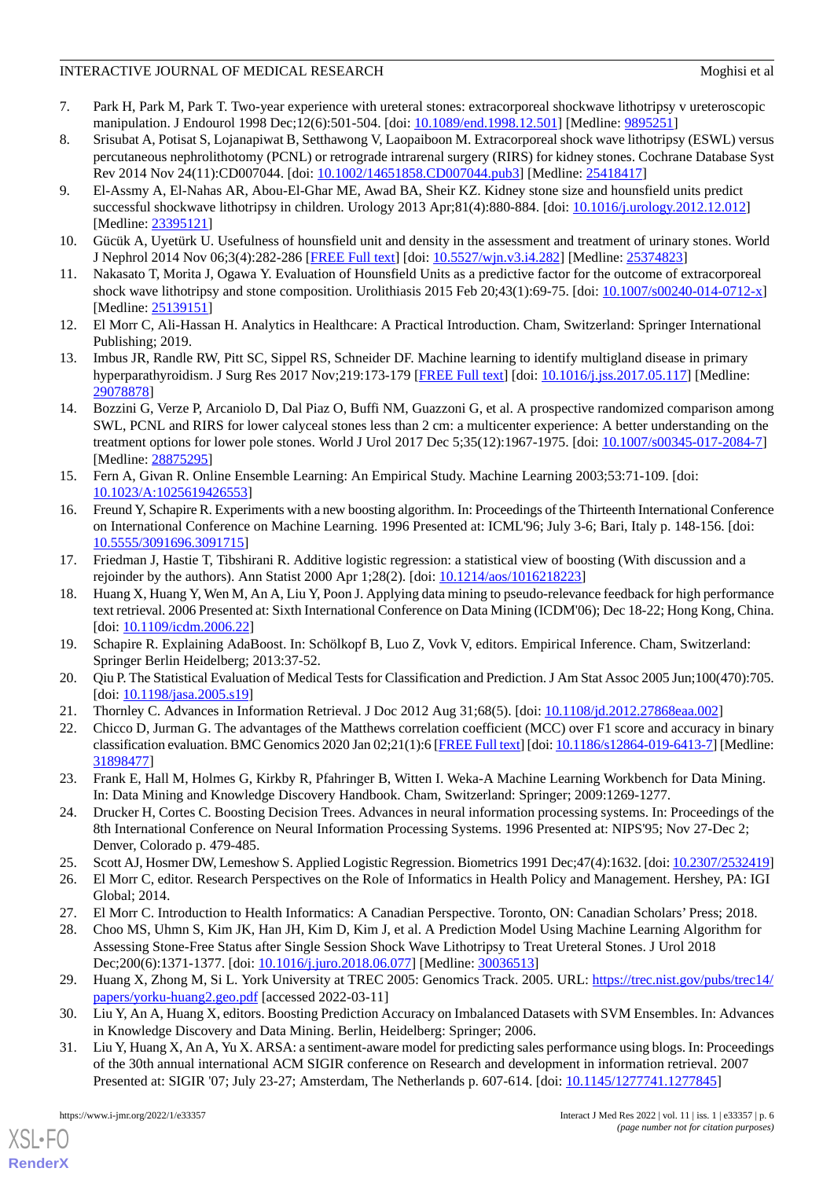7. Park H, Park M, Park T. Two-year experience with ureteral stones: extracorporeal shockwave lithotripsy v ureteroscopic manipulation. J Endourol 1998 Dec;12(6):501-504. [doi: 10.1089/end.1998.12.501] [Medline: 9895251]
8. Srisubat A, Potisat S, Lojanapiwat B, Setthawong V, Laopaiboon M. Extracorporeal shock wave lithotripsy (ESWL) versus percutaneous nephrolithotomy (PCNL) or retrograde intrarenal surgery (RIRS) for kidney stones. Cochrane Database Syst Rev 2014 Nov 24(11):CD007044. [doi: 10.1002/14651858.CD007044.pub3] [Medline: 25418417]
9. El-Assmy A, El-Nahas AR, Abou-El-Ghar ME, Awad BA, Sheir KZ. Kidney stone size and hounsfield units predict successful shockwave lithotripsy in children. Urology 2013 Apr;81(4):880-884. [doi: 10.1016/j.urology.2012.12.012] [Medline: 23395121]
10. Gücük A, Uyetürk U. Usefulness of hounsfield unit and density in the assessment and treatment of urinary stones. World J Nephrol 2014 Nov 06;3(4):282-286 [FREE Full text] [doi: 10.5527/wjn.v3.i4.282] [Medline: 25374823]
11. Nakasato T, Morita J, Ogawa Y. Evaluation of Hounsfield Units as a predictive factor for the outcome of extracorporeal shock wave lithotripsy and stone composition. Urolithiasis 2015 Feb 20;43(1):69-75. [doi: 10.1007/s00240-014-0712-x] [Medline: 25139151]
12. El Morr C, Ali-Hassan H. Analytics in Healthcare: A Practical Introduction. Cham, Switzerland: Springer International Publishing; 2019.
13. Imbus JR, Randle RW, Pitt SC, Sippel RS, Schneider DF. Machine learning to identify multigland disease in primary hyperparathyroidism. J Surg Res 2017 Nov;219:173-179 [FREE Full text] [doi: 10.1016/j.jss.2017.05.117] [Medline: 29078878]
14. Bozzini G, Verze P, Arcaniolo D, Dal Piaz O, Buffi NM, Guazzoni G, et al. A prospective randomized comparison among SWL, PCNL and RIRS for lower calyceal stones less than 2 cm: a multicenter experience: A better understanding on the treatment options for lower pole stones. World J Urol 2017 Dec 5;35(12):1967-1975. [doi: 10.1007/s00345-017-2084-7] [Medline: 28875295]
15. Fern A, Givan R. Online Ensemble Learning: An Empirical Study. Machine Learning 2003;53:71-109. [doi: 10.1023/A:1025619426553]
16. Freund Y, Schapire R. Experiments with a new boosting algorithm. In: Proceedings of the Thirteenth International Conference on International Conference on Machine Learning. 1996 Presented at: ICML'96; July 3-6; Bari, Italy p. 148-156. [doi: 10.5555/3091696.3091715]
17. Friedman J, Hastie T, Tibshirani R. Additive logistic regression: a statistical view of boosting (With discussion and a rejoinder by the authors). Ann Statist 2000 Apr 1;28(2). [doi: 10.1214/aos/1016218223]
18. Huang X, Huang Y, Wen M, An A, Liu Y, Poon J. Applying data mining to pseudo-relevance feedback for high performance text retrieval. 2006 Presented at: Sixth International Conference on Data Mining (ICDM'06); Dec 18-22; Hong Kong, China. [doi: 10.1109/icdm.2006.22]
19. Schapire R. Explaining AdaBoost. In: Schölkopf B, Luo Z, Vovk V, editors. Empirical Inference. Cham, Switzerland: Springer Berlin Heidelberg; 2013:37-52.
20. Qiu P. The Statistical Evaluation of Medical Tests for Classification and Prediction. J Am Stat Assoc 2005 Jun;100(470):705. [doi: 10.1198/jasa.2005.s19]
21. Thornley C. Advances in Information Retrieval. J Doc 2012 Aug 31;68(5). [doi: 10.1108/jd.2012.27868eaa.002]
22. Chicco D, Jurman G. The advantages of the Matthews correlation coefficient (MCC) over F1 score and accuracy in binary classification evaluation. BMC Genomics 2020 Jan 02;21(1):6 [FREE Full text] [doi: 10.1186/s12864-019-6413-7] [Medline: 31898477]
23. Frank E, Hall M, Holmes G, Kirkby R, Pfahringer B, Witten I. Weka-A Machine Learning Workbench for Data Mining. In: Data Mining and Knowledge Discovery Handbook. Cham, Switzerland: Springer; 2009:1269-1277.
24. Drucker H, Cortes C. Boosting Decision Trees. Advances in neural information processing systems. In: Proceedings of the 8th International Conference on Neural Information Processing Systems. 1996 Presented at: NIPS'95; Nov 27-Dec 2; Denver, Colorado p. 479-485.
25. Scott AJ, Hosmer DW, Lemeshow S. Applied Logistic Regression. Biometrics 1991 Dec;47(4):1632. [doi: 10.2307/2532419]
26. El Morr C, editor. Research Perspectives on the Role of Informatics in Health Policy and Management. Hershey, PA: IGI Global; 2014.
27. El Morr C. Introduction to Health Informatics: A Canadian Perspective. Toronto, ON: Canadian Scholars' Press; 2018.
28. Choo MS, Uhmn S, Kim JK, Han JH, Kim D, Kim J, et al. A Prediction Model Using Machine Learning Algorithm for Assessing Stone-Free Status after Single Session Shock Wave Lithotripsy to Treat Ureteral Stones. J Urol 2018 Dec;200(6):1371-1377. [doi: 10.1016/j.juro.2018.06.077] [Medline: 30036513]
29. Huang X, Zhong M, Si L. York University at TREC 2005: Genomics Track. 2005. URL: https://trec.nist.gov/pubs/trec14/papers/yorku-huang2.geo.pdf [accessed 2022-03-11]
30. Liu Y, An A, Huang X, editors. Boosting Prediction Accuracy on Imbalanced Datasets with SVM Ensembles. In: Advances in Knowledge Discovery and Data Mining. Berlin, Heidelberg: Springer; 2006.
31. Liu Y, Huang X, An A, Yu X. ARSA: a sentiment-aware model for predicting sales performance using blogs. In: Proceedings of the 30th annual international ACM SIGIR conference on Research and development in information retrieval. 2007 Presented at: SIGIR '07; July 23-27; Amsterdam, The Netherlands p. 607-614. [doi: 10.1145/1277741.1277845]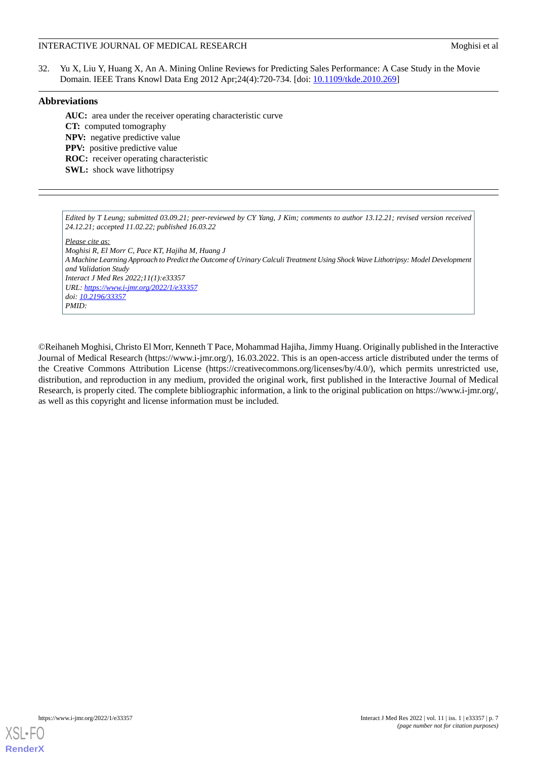32. Yu X, Liu Y, Huang X, An A. Mining Online Reviews for Predicting Sales Performance: A Case Study in the Movie Domain. IEEE Trans Knowl Data Eng 2012 Apr;24(4):720-734. [doi: 10.1109/tkde.2010.269]

## Abbreviations

**AUC:** area under the receiver operating characteristic curve
**CT:** computed tomography
**NPV:** negative predictive value
**PPV:** positive predictive value
**ROC:** receiver operating characteristic
**SWL:** shock wave lithotripsy

---

*Edited by T Leung; submitted 03.09.21; peer-reviewed by CY Yang, J Kim; comments to author 13.12.21; revised version received 24.12.21; accepted 11.02.22; published 16.03.22*

*Please cite as:*
*Moghisi R, El Morr C, Pace KT, Hajiha M, Huang J*
*A Machine Learning Approach to Predict the Outcome of Urinary Calculi Treatment Using Shock Wave Lithotripsy: Model Development and Validation Study*
*Interact J Med Res 2022;11(1):e33357*
*URL: https://www.i-jmr.org/2022/1/e33357*
*doi: 10.2196/33357*
*PMID:*

©Reihaneh Moghisi, Christo El Morr, Kenneth T Pace, Mohammad Hajiha, Jimmy Huang. Originally published in the Interactive Journal of Medical Research (https://www.i-jmr.org/), 16.03.2022. This is an open-access article distributed under the terms of the Creative Commons Attribution License (https://creativecommons.org/licenses/by/4.0/), which permits unrestricted use, distribution, and reproduction in any medium, provided the original work, first published in the Interactive Journal of Medical Research, is properly cited. The complete bibliographic information, a link to the original publication on https://www.i-jmr.org/, as well as this copyright and license information must be included.